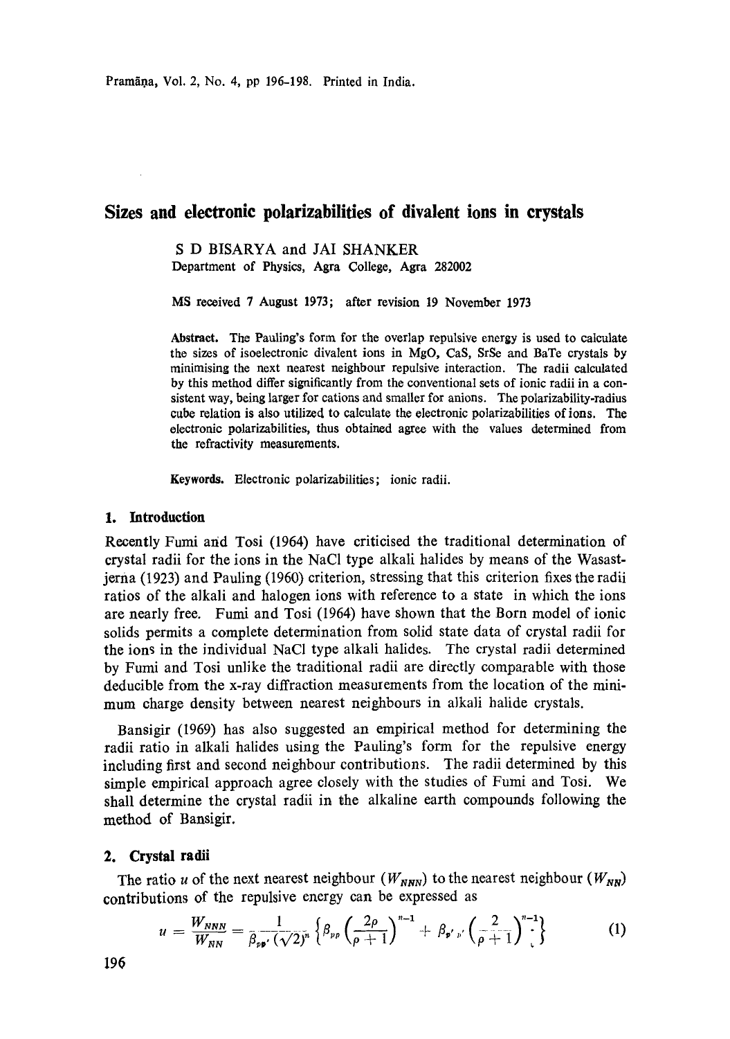# Sizes and electronic polarizabilities of divalent ions in crystals

S D BISARYA and JAI SHANKER

Department of Physics, Agra College, Agra 282002

MS received 7 August 1973; after revision 19 November 1973

**Abstract.** The Pauling's form for the overlap repulsive energy is used to calculate the sizes of isoelectronic divalent ions in MgO, CaS, SrSe and BaTe crystals by minimising the next nearest neighbour repulsive interaction. The radii calculated by this method differ significantly from the conventional sets of ionic radii in a consistent way, being larger for cations and smaller for anions. The polarizability-radius cube relation is also utilized to calculate the electronic polarizabilities of ions. The electronic polarizabilities, thus obtained agree with the values determined from the refractivity measurements.

**Keywords.** Electronic polarizabilities; ionic radii.

## 1. Introduction

Recently Fumi and Tosi (1964) have criticised the traditional determination of crystal radii for the ions in the NaCl type alkali halides by means of the Wasastjerna (1923) and Pauling (1960) criterion, stressing that this criterion fixes the radii ratios of the alkali and halogen ions with reference to a state in which the ions are nearly free. Fumi and Tosi (1964) have shown that the Born model of ionic solids permits a complete determination from solid state data of crystal radii for the ions in the individual NaCl type alkali halides. The crystal radii determined by Fumi and Tosi unlike the traditional radii are directly comparable with those deducible from the x-ray diffraction measurements from the location of the minimum charge density between nearest neighbours in alkali halide crystals.

Bansigir (1969) has also suggested an empirical method for determining the radii ratio in alkali halides using the Pauling's form for the repulsive energy including first and second neighbour contributions. The radii determined by this simple empirical approach agree closely with the studies of Fumi and Tosi. We shall determine the crystal radii in the alkaline earth compounds following the method of Bansigir.

## 2. Crystal radii

The ratio $u$ of the next nearest neighbour ($W_{NNN}$) to the nearest neighbour ($W_{NN}$) contributions of the repulsive energy can be expressed as

$$u = \frac{W_{NNN}}{W_{NN}} = \frac{1}{\beta_{pp'}(\sqrt{2})^n}\left\{\beta_{pp}\left(\frac{2\rho}{\rho+1}\right)^{n-1} + \beta_{p'p'}\left(\frac{2}{\rho+1}\right)^{n-1}\right\} \tag{1}$$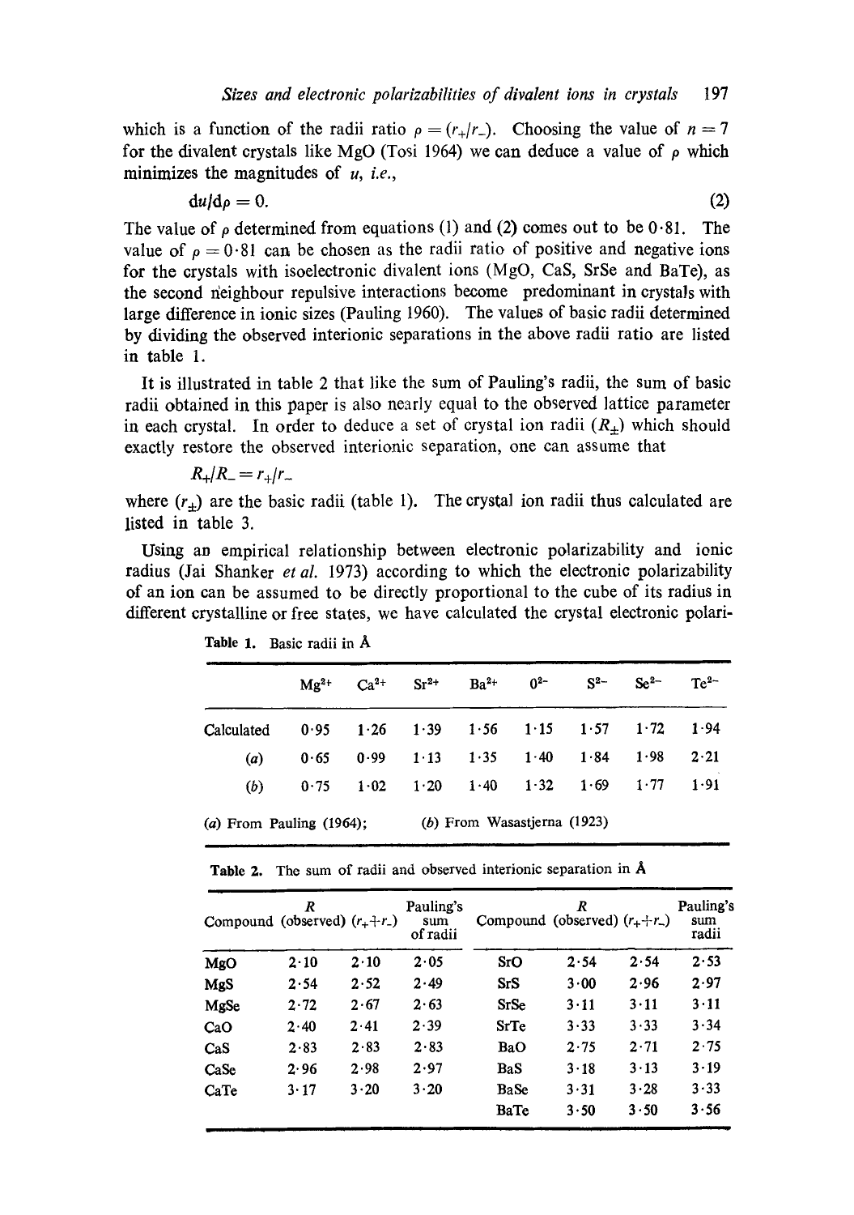which is a function of the radii ratio $\rho = (r_+/r_-)$. Choosing the value of $n = 7$ for the divalent crystals like MgO (Tosi 1964) we can deduce a value of $\rho$ which minimizes the magnitudes of $u$, *i.e.*,

$$du/d\rho = 0. \tag{2}$$

The value of $\rho$ determined from equations (1) and (2) comes out to be 0·81. The value of $\rho = 0{\cdot}81$ can be chosen as the radii ratio of positive and negative ions for the crystals with isoelectronic divalent ions (MgO, CaS, SrSe and BaTe), as the second neighbour repulsive interactions become predominant in crystals with large difference in ionic sizes (Pauling 1960). The values of basic radii determined by dividing the observed interionic separations in the above radii ratio are listed in table 1.

It is illustrated in table 2 that like the sum of Pauling's radii, the sum of basic radii obtained in this paper is also nearly equal to the observed lattice parameter in each crystal. In order to deduce a set of crystal ion radii ($R_\pm$) which should exactly restore the observed interionic separation, one can assume that

$$R_+/R_- = r_+/r_-$$

where ($r_\pm$) are the basic radii (table 1). The crystal ion radii thus calculated are listed in table 3.

Using an empirical relationship between electronic polarizability and ionic radius (Jai Shanker *et al.* 1973) according to which the electronic polarizability of an ion can be assumed to be directly proportional to the cube of its radius in different crystalline or free states, we have calculated the crystal electronic polari-

**Table 1.** Basic radii in Å

| | $Mg^{2+}$ | $Ca^{2+}$ | $Sr^{2+}$ | $Ba^{2+}$ | $O^{2-}$ | $S^{2-}$ | $Se^{2-}$ | $Te^{2-}$ |
|---|---|---|---|---|---|---|---|---|
| Calculated | 0·95 | 1·26 | 1·39 | 1·56 | 1·15 | 1·57 | 1·72 | 1·94 |
| (*a*) | 0·65 | 0·99 | 1·13 | 1·35 | 1·40 | 1·84 | 1·98 | 2·21 |
| (*b*) | 0·75 | 1·02 | 1·20 | 1·40 | 1·32 | 1·69 | 1·77 | 1·91 |

(*a*) From Pauling (1964); (*b*) From Wasastjerna (1923)

**Table 2.** The sum of radii and observed interionic separation in Å

| Compound | $R$ (observed) | $(r_+ + r_-)$ | Pauling's sum of radii | Compound | $R$ (observed) | $(r_+ + r_-)$ | Pauling's sum radii |
|---|---|---|---|---|---|---|---|
| MgO | 2·10 | 2·10 | 2·05 | SrO | 2·54 | 2·54 | 2·53 |
| MgS | 2·54 | 2·52 | 2·49 | SrS | 3·00 | 2·96 | 2·97 |
| MgSe | 2·72 | 2·67 | 2·63 | SrSe | 3·11 | 3·11 | 3·11 |
| CaO | 2·40 | 2·41 | 2·39 | SrTe | 3·33 | 3·33 | 3·34 |
| CaS | 2·83 | 2·83 | 2·83 | BaO | 2·75 | 2·71 | 2·75 |
| CaSe | 2·96 | 2·98 | 2·97 | BaS | 3·18 | 3·13 | 3·19 |
| CaTe | 3·17 | 3·20 | 3·20 | BaSe | 3·31 | 3·28 | 3·33 |
| | | | | BaTe | 3·50 | 3·50 | 3·56 |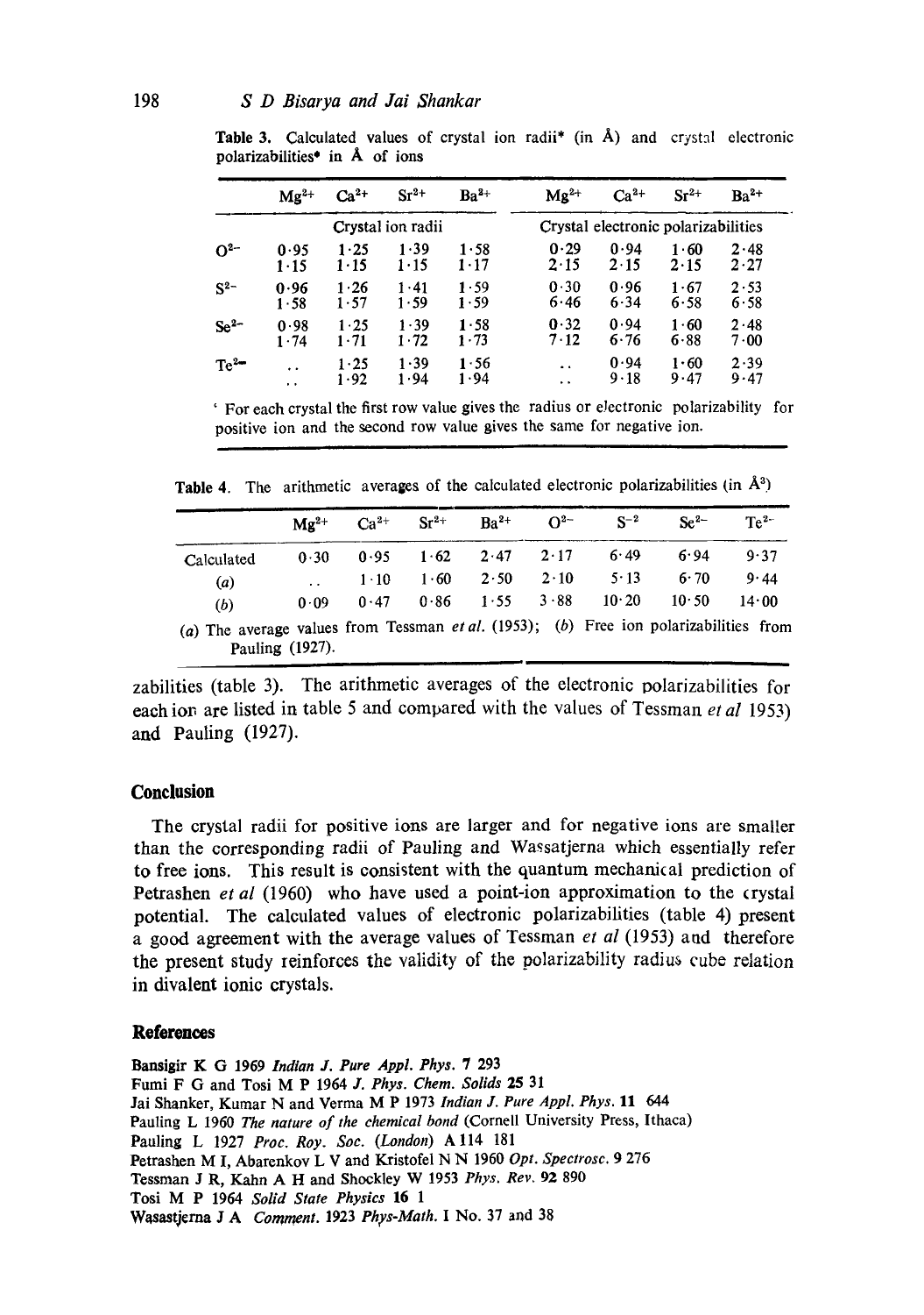**Table 3.** Calculated values of crystal ion radii* (in Å) and crystal electronic polarizabilities• in Å of ions

| | $Mg^{2+}$ | $Ca^{2+}$ | $Sr^{2+}$ | $Ba^{2+}$ | $Mg^{2+}$ | $Ca^{2+}$ | $Sr^{2+}$ | $Ba^{2+}$ |
|---|---|---|---|---|---|---|---|---|
| | Crystal ion radii | | | | Crystal electronic polarizabilities | | | |
| $O^{2-}$ | 0·95 | 1·25 | 1·39 | 1·58 | 0·29 | 0·94 | 1·60 | 2·48 |
| | 1·15 | 1·15 | 1·15 | 1·17 | 2·15 | 2·15 | 2·15 | 2·27 |
| $S^{2-}$ | 0·96 | 1·26 | 1·41 | 1·59 | 0·30 | 0·96 | 1·67 | 2·53 |
| | 1·58 | 1·57 | 1·59 | 1·59 | 6·46 | 6·34 | 6·58 | 6·58 |
| $Se^{2-}$ | 0·98 | 1·25 | 1·39 | 1·58 | 0·32 | 0·94 | 1·60 | 2·48 |
| | 1·74 | 1·71 | 1·72 | 1·73 | 7·12 | 6·76 | 6·88 | 7·00 |
| $Te^{2-}$ | .. | 1·25 | 1·39 | 1·56 | .. | 0·94 | 1·60 | 2·39 |
| | .. | 1·92 | 1·94 | 1·94 | .. | 9·18 | 9·47 | 9·47 |

' For each crystal the first row value gives the radius or electronic polarizability for positive ion and the second row value gives the same for negative ion.

**Table 4.** The arithmetic averages of the calculated electronic polarizabilities (in Å$^3$)

| | $Mg^{2+}$ | $Ca^{2+}$ | $Sr^{2+}$ | $Ba^{2+}$ | $O^{2-}$ | $S^{-2}$ | $Se^{2-}$ | $Te^{2-}$ |
|---|---|---|---|---|---|---|---|---|
| Calculated | 0·30 | 0·95 | 1·62 | 2·47 | 2·17 | 6·49 | 6·94 | 9·37 |
| (*a*) | .. | 1·10 | 1·60 | 2·50 | 2·10 | 5·13 | 6·70 | 9·44 |
| (*b*) | 0·09 | 0·47 | 0·86 | 1·55 | 3·88 | 10·20 | 10·50 | 14·00 |

(*a*) The average values from Tessman *et al.* (1953); (*b*) Free ion polarizabilities from Pauling (1927).

zabilities (table 3). The arithmetic averages of the electronic polarizabilities for each ion are listed in table 5 and compared with the values of Tessman *et al* 1953) and Pauling (1927).

## Conclusion

The crystal radii for positive ions are larger and for negative ions are smaller than the corresponding radii of Pauling and Wassatjerna which essentially refer to free ions. This result is consistent with the quantum mechanical prediction of Petrashen *et al* (1960) who have used a point-ion approximation to the crystal potential. The calculated values of electronic polarizabilities (table 4) present a good agreement with the average values of Tessman *et al* (1953) and therefore the present study reinforces the validity of the polarizability radius cube relation in divalent ionic crystals.

## References

Bansigir K G 1969 *Indian J. Pure Appl. Phys.* **7** 293

Fumi F G and Tosi M P 1964 *J. Phys. Chem. Solids* **25** 31

Jai Shanker, Kumar N and Verma M P 1973 *Indian J. Pure Appl. Phys.* **11** 644

Pauling L 1960 *The nature of the chemical bond* (Cornell University Press, Ithaca)

Pauling L 1927 *Proc. Roy. Soc. (London)* **A 114** 181

Petrashen M I, Abarenkov L V and Kristofel N N 1960 *Opt. Spectrosc.* **9** 276

Tessman J R, Kahn A H and Shockley W 1953 *Phys. Rev.* **92** 890

Tosi M P 1964 *Solid State Physics* **16** 1

Wasastjerna J A *Comment.* 1923 *Phys-Math.* I No. 37 and 38